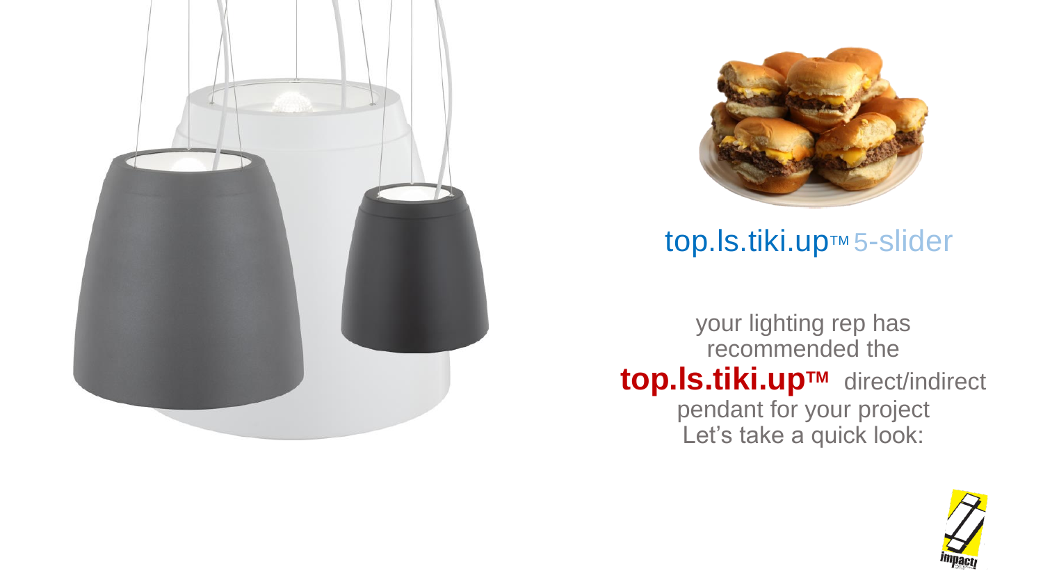## top.ls.tiki.up™ 5-slider

your lighting rep has recommended the **top.ls.tiki.up™** direct/indirect pendant for your project
Let's take a quick look: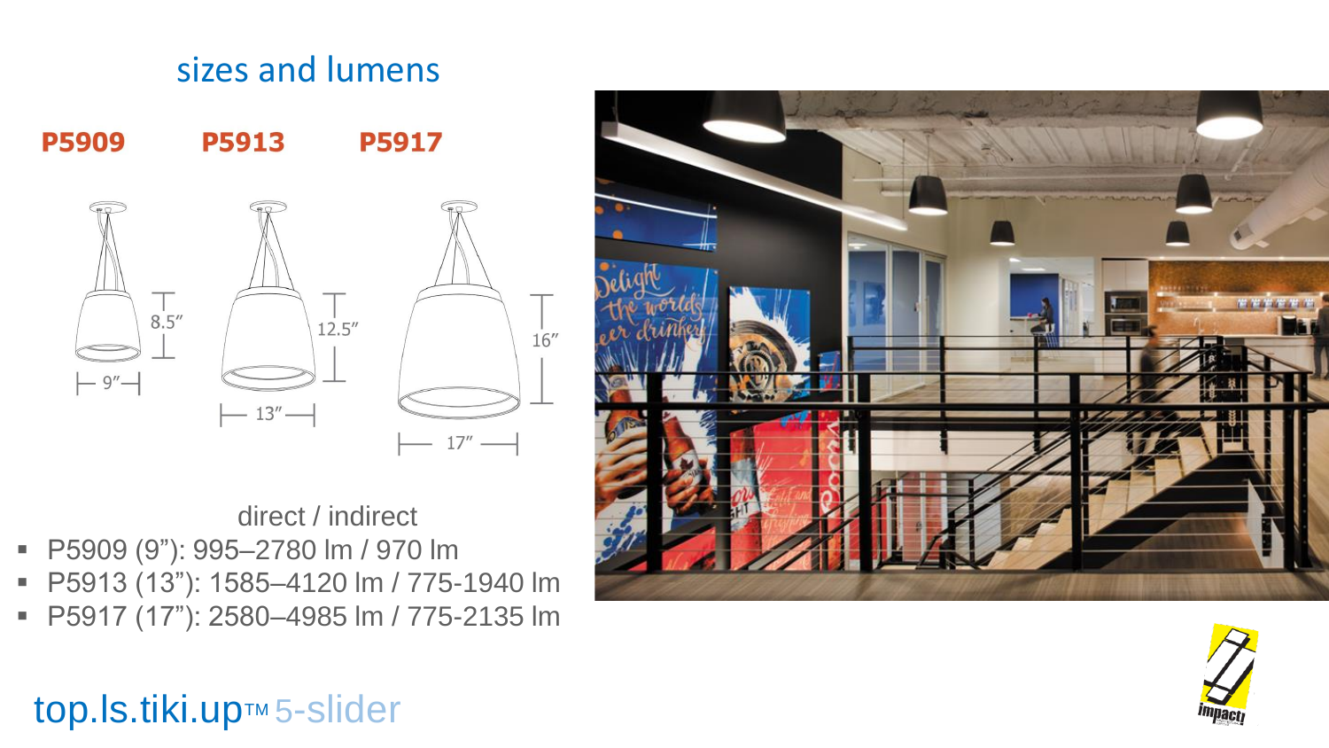## sizes and lumens

**P5909** **P5913** **P5917**

9″ / 8.5″ 13″ / 12.5″ 17″ / 16″

direct / indirect

- P5909 (9”): 995–2780 lm / 970 lm
- P5913 (13”): 1585–4120 lm / 775-1940 lm
- P5917 (17”): 2580–4985 lm / 775-2135 lm

top.ls.tiki.up™ 5-slider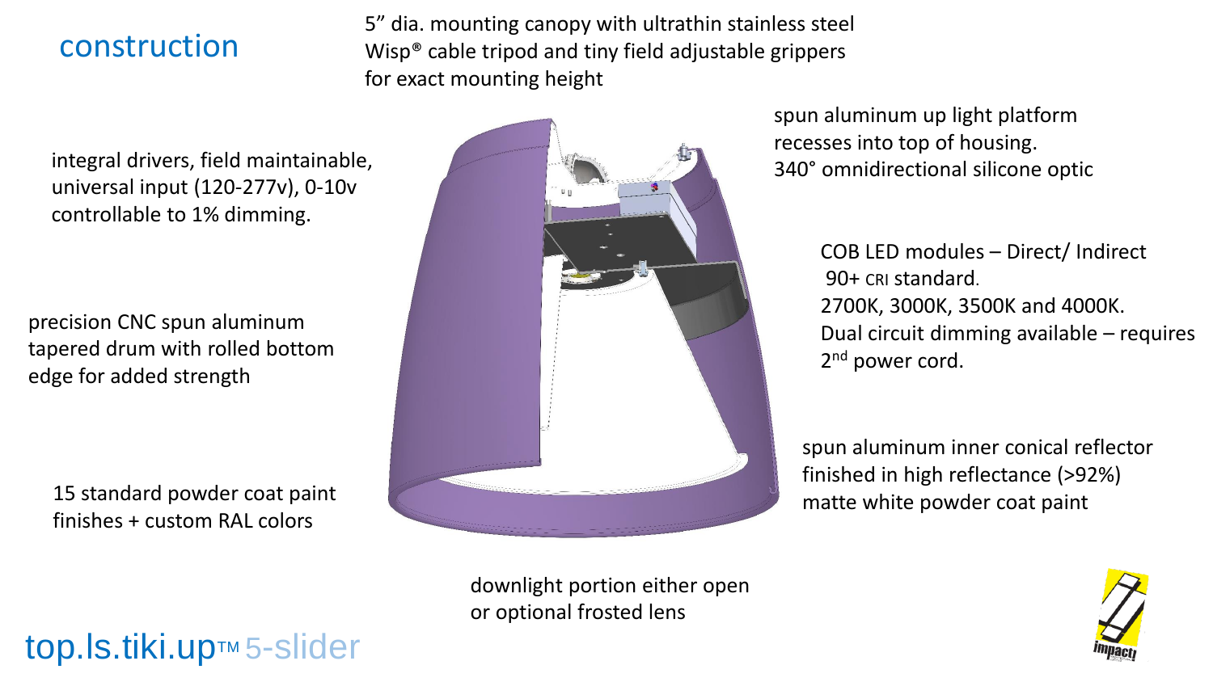## construction

5" dia. mounting canopy with ultrathin stainless steel Wisp® cable tripod and tiny field adjustable grippers for exact mounting height

integral drivers, field maintainable, universal input (120-277v), 0-10v controllable to 1% dimming.

spun aluminum up light platform recesses into top of housing. 340° omnidirectional silicone optic

COB LED modules – Direct/ Indirect
90+ CRI standard.
2700K, 3000K, 3500K and 4000K.
Dual circuit dimming available – requires 2nd power cord.

precision CNC spun aluminum tapered drum with rolled bottom edge for added strength

spun aluminum inner conical reflector finished in high reflectance (>92%) matte white powder coat paint

15 standard powder coat paint finishes + custom RAL colors

downlight portion either open or optional frosted lens

top.ls.tiki.up™ 5-slider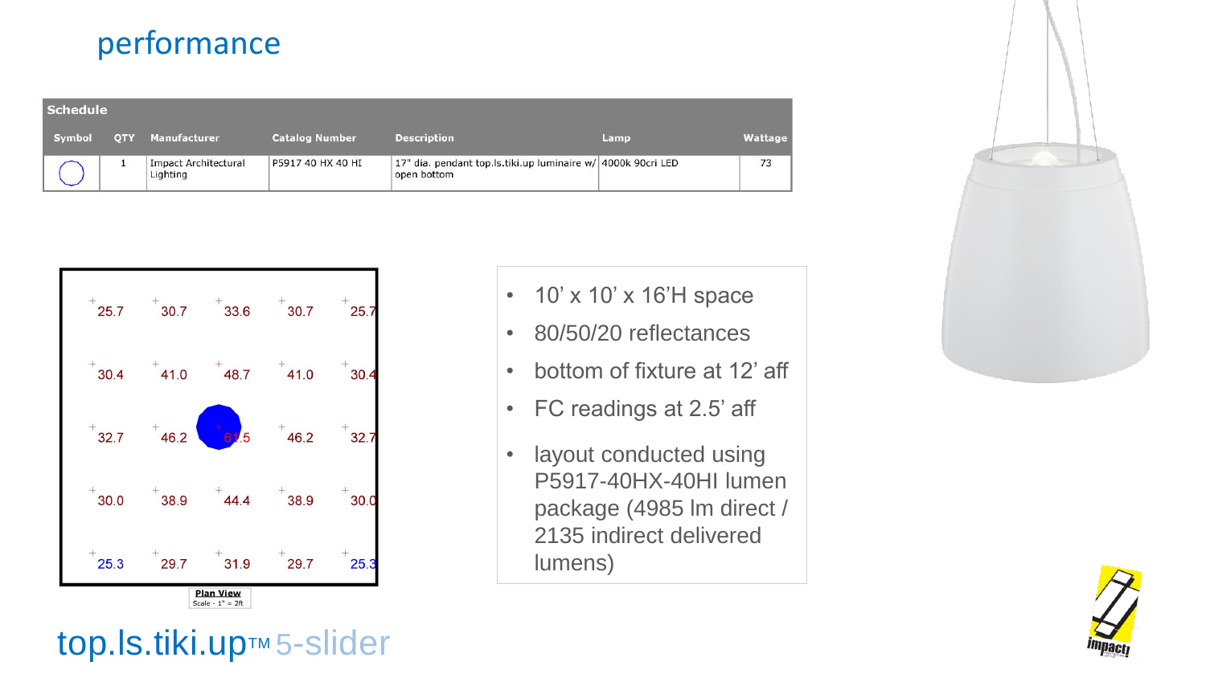# performance

| Schedule | | | | | | |
|---|---|---|---|---|---|---|
| Symbol | QTY | Manufacturer | Catalog Number | Description | Lamp | Wattage |
| ◯ | 1 | Impact Architectural Lighting | P5917 40 HX 40 HI | 17" dia. pendant top.ls.tiki.up luminaire w/ open bottom | 4000k 90cri LED | 73 |

| | | | | |
|---|---|---|---|---|
| 25.7 | 30.7 | 33.6 | 30.7 | 25.7 |
| 30.4 | 41.0 | 48.7 | 41.0 | 30.4 |
| 32.7 | 46.2 | 61.5 | 46.2 | 32.7 |
| 30.0 | 38.9 | 44.4 | 38.9 | 30.0 |
| 25.3 | 29.7 | 31.9 | 29.7 | 25.3 |

**Plan View**
Scale - 1" = 2ft

- 10' x 10' x 16'H space
- 80/50/20 reflectances
- bottom of fixture at 12' aff
- FC readings at 2.5' aff
- layout conducted using P5917-40HX-40HI lumen package (4985 lm direct / 2135 indirect delivered lumens)

top.ls.tiki.up™ 5-slider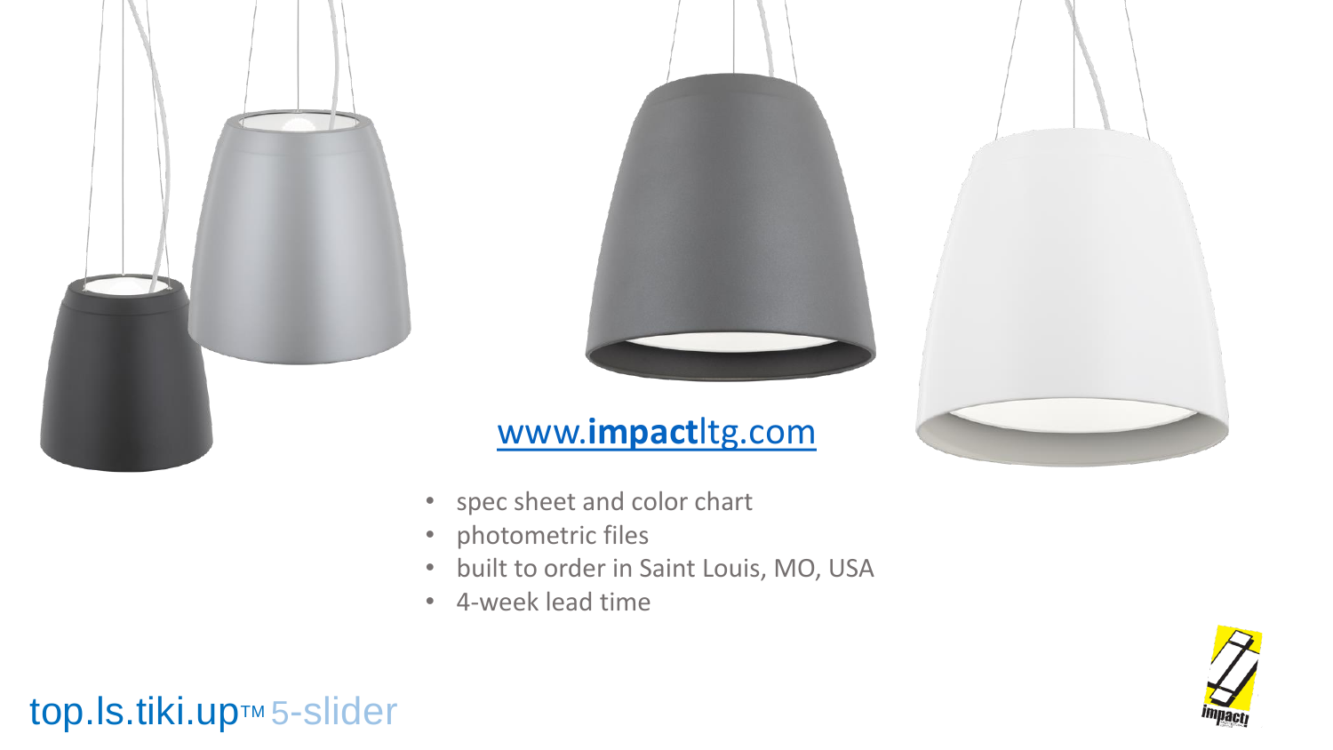www.**impact**ltg.com

- spec sheet and color chart
- photometric files
- built to order in Saint Louis, MO, USA
- 4-week lead time

top.ls.tiki.up™ 5-slider